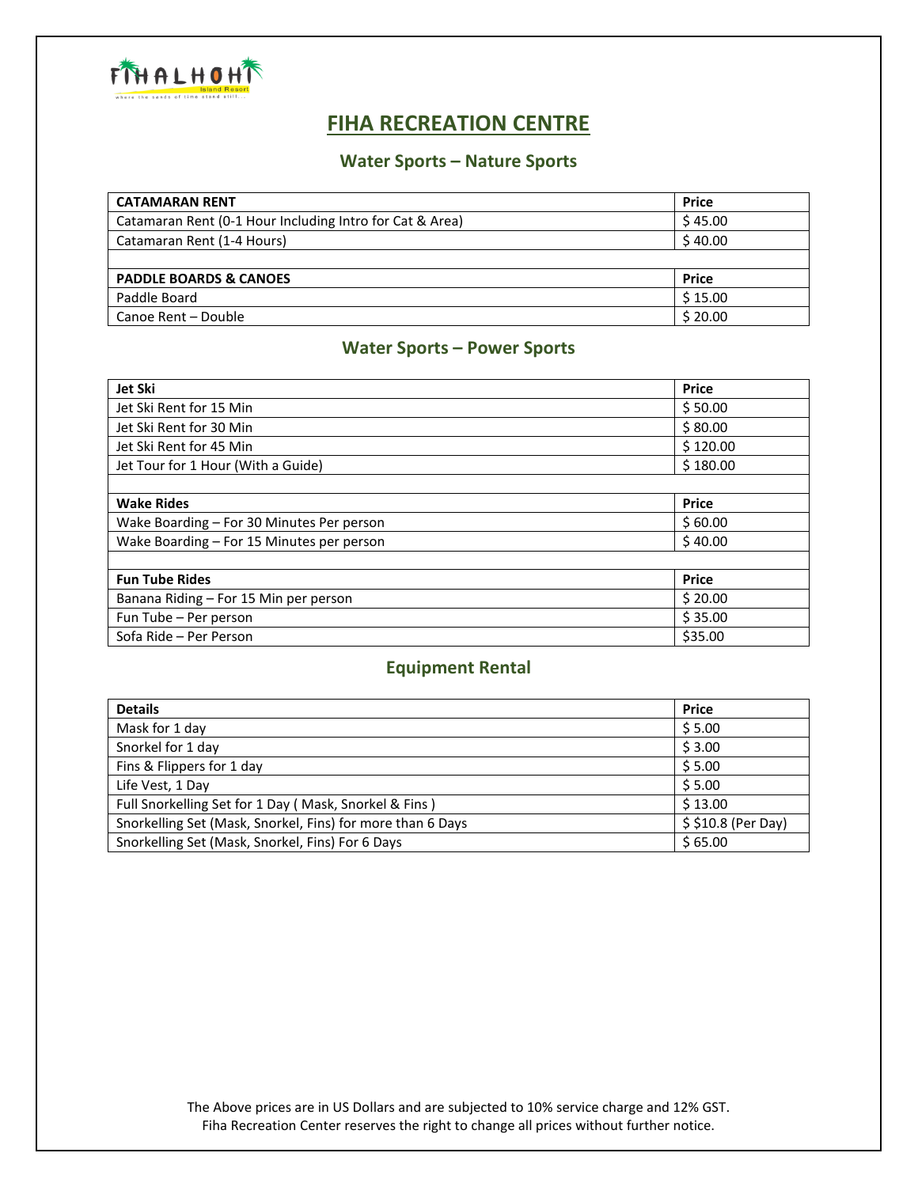# FIHA RECREATION CENTRE

## Water Sports – Nature Sports

| CATAMARAN RENT | Price |
|---|---|
| Catamaran Rent (0-1 Hour Including Intro for Cat & Area) | $ 45.00 |
| Catamaran Rent (1-4 Hours) | $ 40.00 |
| | |
| **PADDLE BOARDS & CANOES** | **Price** |
| Paddle Board | $ 15.00 |
| Canoe Rent – Double | $ 20.00 |

## Water Sports – Power Sports

| Jet Ski | Price |
|---|---|
| Jet Ski Rent for 15 Min | $ 50.00 |
| Jet Ski Rent for 30 Min | $ 80.00 |
| Jet Ski Rent for 45 Min | $ 120.00 |
| Jet Tour for 1 Hour (With a Guide) | $ 180.00 |
| | |
| **Wake Rides** | **Price** |
| Wake Boarding – For 30 Minutes Per person | $ 60.00 |
| Wake Boarding – For 15 Minutes per person | $ 40.00 |
| | |
| **Fun Tube Rides** | **Price** |
| Banana Riding – For 15 Min per person | $ 20.00 |
| Fun Tube – Per person | $ 35.00 |
| Sofa Ride – Per Person | $35.00 |

## Equipment Rental

| Details | Price |
|---|---|
| Mask for 1 day | $ 5.00 |
| Snorkel for 1 day | $ 3.00 |
| Fins & Flippers for 1 day | $ 5.00 |
| Life Vest, 1 Day | $ 5.00 |
| Full Snorkelling Set for 1 Day ( Mask, Snorkel & Fins ) | $ 13.00 |
| Snorkelling Set (Mask, Snorkel, Fins) for more than 6 Days | $ $10.8 (Per Day) |
| Snorkelling Set (Mask, Snorkel, Fins) For 6 Days | $ 65.00 |

The Above prices are in US Dollars and are subjected to 10% service charge and 12% GST.
Fiha Recreation Center reserves the right to change all prices without further notice.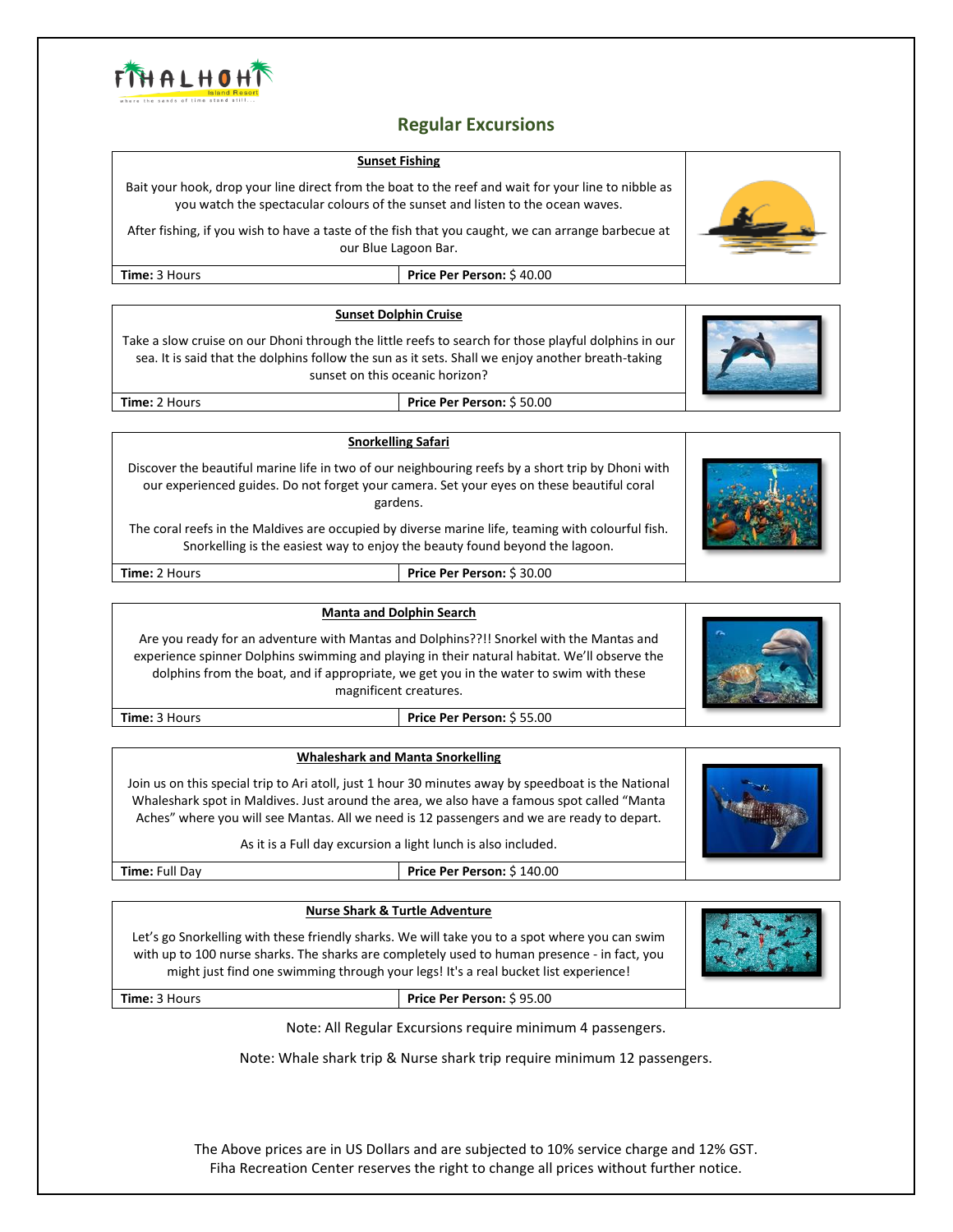# Regular Excursions

### Sunset Fishing

Bait your hook, drop your line direct from the boat to the reef and wait for your line to nibble as you watch the spectacular colours of the sunset and listen to the ocean waves.

After fishing, if you wish to have a taste of the fish that you caught, we can arrange barbecue at our Blue Lagoon Bar.

| **Time:** 3 Hours | **Price Per Person:** $ 40.00 |
|---|---|

### Sunset Dolphin Cruise

Take a slow cruise on our Dhoni through the little reefs to search for those playful dolphins in our sea. It is said that the dolphins follow the sun as it sets. Shall we enjoy another breath-taking sunset on this oceanic horizon?

| **Time:** 2 Hours | **Price Per Person:** $ 50.00 |
|---|---|

### Snorkelling Safari

Discover the beautiful marine life in two of our neighbouring reefs by a short trip by Dhoni with our experienced guides. Do not forget your camera. Set your eyes on these beautiful coral gardens.

The coral reefs in the Maldives are occupied by diverse marine life, teaming with colourful fish. Snorkelling is the easiest way to enjoy the beauty found beyond the lagoon.

| **Time:** 2 Hours | **Price Per Person:** $ 30.00 |
|---|---|

### Manta and Dolphin Search

Are you ready for an adventure with Mantas and Dolphins??!! Snorkel with the Mantas and experience spinner Dolphins swimming and playing in their natural habitat. We'll observe the dolphins from the boat, and if appropriate, we get you in the water to swim with these magnificent creatures.

| **Time:** 3 Hours | **Price Per Person:** $ 55.00 |
|---|---|

### Whaleshark and Manta Snorkelling

Join us on this special trip to Ari atoll, just 1 hour 30 minutes away by speedboat is the National Whaleshark spot in Maldives. Just around the area, we also have a famous spot called "Manta Aches" where you will see Mantas. All we need is 12 passengers and we are ready to depart.

As it is a Full day excursion a light lunch is also included.

| **Time:** Full Day | **Price Per Person:** $ 140.00 |
|---|---|

### Nurse Shark & Turtle Adventure

Let's go Snorkelling with these friendly sharks. We will take you to a spot where you can swim with up to 100 nurse sharks. The sharks are completely used to human presence - in fact, you might just find one swimming through your legs! It's a real bucket list experience!

| **Time:** 3 Hours | **Price Per Person:** $ 95.00 |
|---|---|

Note: All Regular Excursions require minimum 4 passengers.

Note: Whale shark trip & Nurse shark trip require minimum 12 passengers.

The Above prices are in US Dollars and are subjected to 10% service charge and 12% GST.
Fiha Recreation Center reserves the right to change all prices without further notice.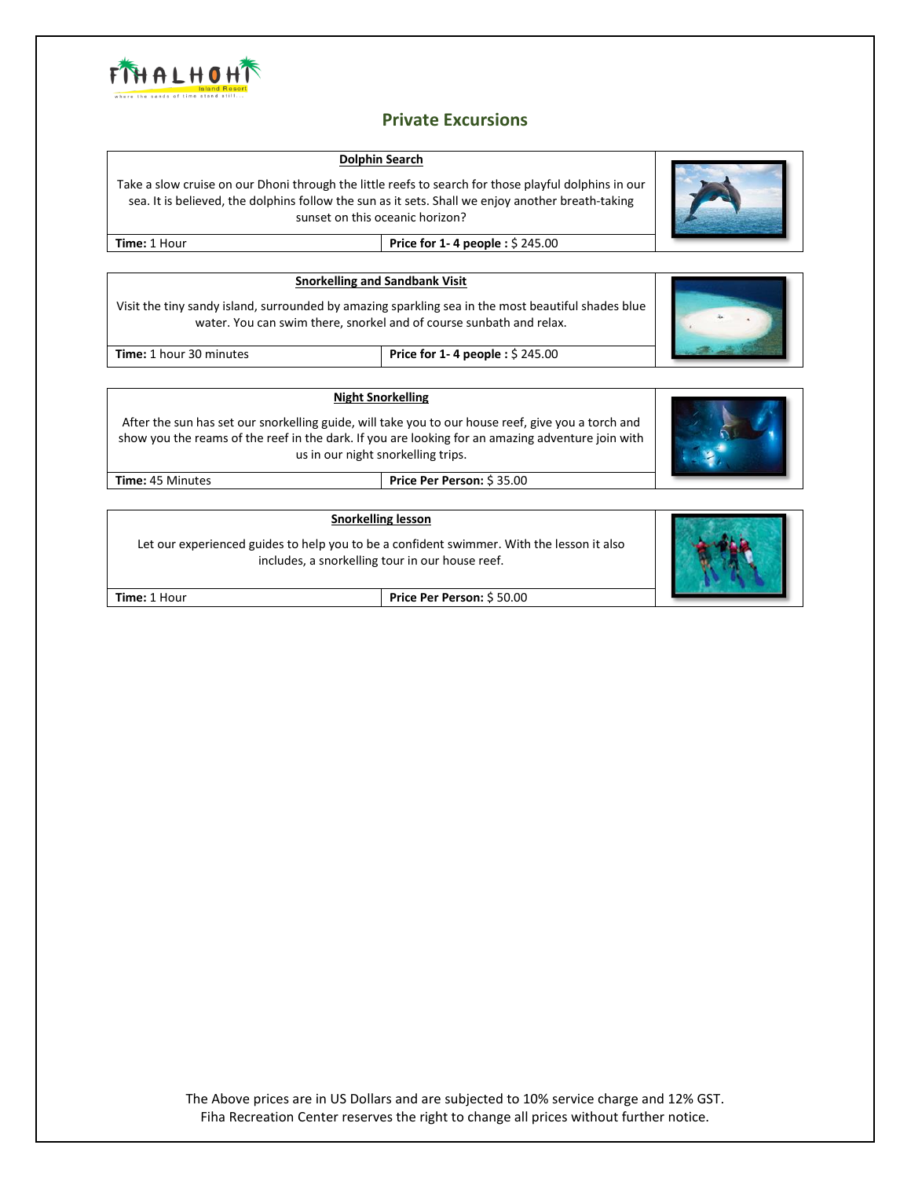FIHALHOHI Island Resort

where the sands of time stand still...

## Private Excursions

### Dolphin Search

Take a slow cruise on our Dhoni through the little reefs to search for those playful dolphins in our sea. It is believed, the dolphins follow the sun as it sets. Shall we enjoy another breath-taking sunset on this oceanic horizon?

| | |
|---|---|
| **Time:** 1 Hour | **Price for 1- 4 people :** $ 245.00 |

### Snorkelling and Sandbank Visit

Visit the tiny sandy island, surrounded by amazing sparkling sea in the most beautiful shades blue water. You can swim there, snorkel and of course sunbath and relax.

| | |
|---|---|
| **Time:** 1 hour 30 minutes | **Price for 1- 4 people :** $ 245.00 |

### Night Snorkelling

After the sun has set our snorkelling guide, will take you to our house reef, give you a torch and show you the reams of the reef in the dark. If you are looking for an amazing adventure join with us in our night snorkelling trips.

| | |
|---|---|
| **Time:** 45 Minutes | **Price Per Person:** $ 35.00 |

### Snorkelling lesson

Let our experienced guides to help you to be a confident swimmer. With the lesson it also includes, a snorkelling tour in our house reef.

| | |
|---|---|
| **Time:** 1 Hour | **Price Per Person:** $ 50.00 |

The Above prices are in US Dollars and are subjected to 10% service charge and 12% GST.
Fiha Recreation Center reserves the right to change all prices without further notice.